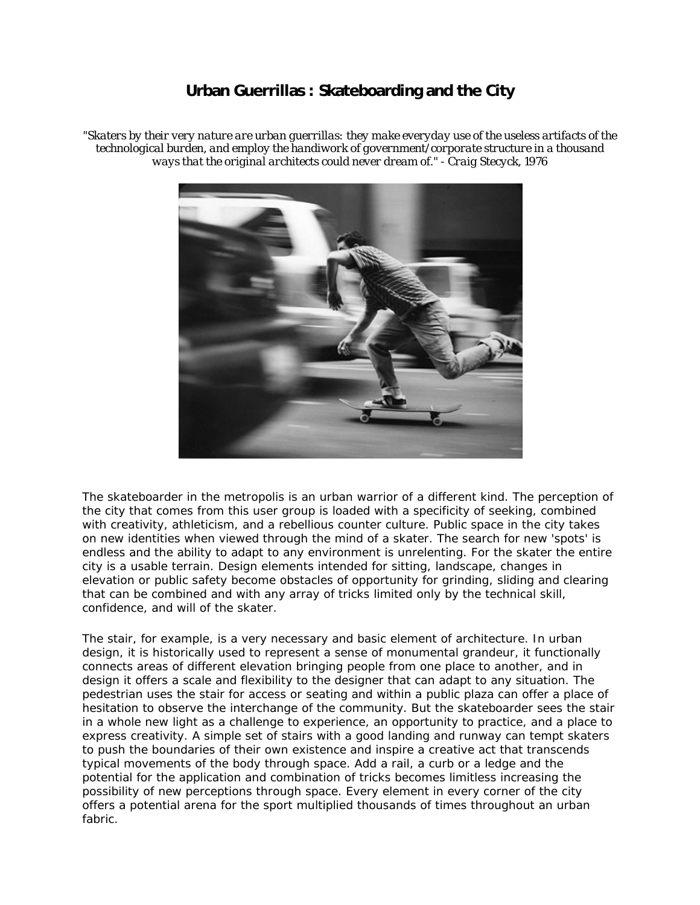# Urban Guerrillas : Skateboarding and the City

*"Skaters by their very nature are urban guerrillas: they make everyday use of the useless artifacts of the technological burden, and employ the handiwork of government/corporate structure in a thousand ways that the original architects could never dream of." - Craig Stecyck, 1976*

The skateboarder in the metropolis is an urban warrior of a different kind. The perception of the city that comes from this user group is loaded with a specificity of seeking, combined with creativity, athleticism, and a rebellious counter culture. Public space in the city takes on new identities when viewed through the mind of a skater. The search for new 'spots' is endless and the ability to adapt to any environment is unrelenting. For the skater the entire city is a usable terrain. Design elements intended for sitting, landscape, changes in elevation or public safety become obstacles of opportunity for grinding, sliding and clearing that can be combined and with any array of tricks limited only by the technical skill, confidence, and will of the skater.

The stair, for example, is a very necessary and basic element of architecture. In urban design, it is historically used to represent a sense of monumental grandeur, it functionally connects areas of different elevation bringing people from one place to another, and in design it offers a scale and flexibility to the designer that can adapt to any situation. The pedestrian uses the stair for access or seating and within a public plaza can offer a place of hesitation to observe the interchange of the community. But the skateboarder sees the stair in a whole new light as a challenge to experience, an opportunity to practice, and a place to express creativity. A simple set of stairs with a good landing and runway can tempt skaters to push the boundaries of their own existence and inspire a creative act that transcends typical movements of the body through space. Add a rail, a curb or a ledge and the potential for the application and combination of tricks becomes limitless increasing the possibility of new perceptions through space. Every element in every corner of the city offers a potential arena for the sport multiplied thousands of times throughout an urban fabric.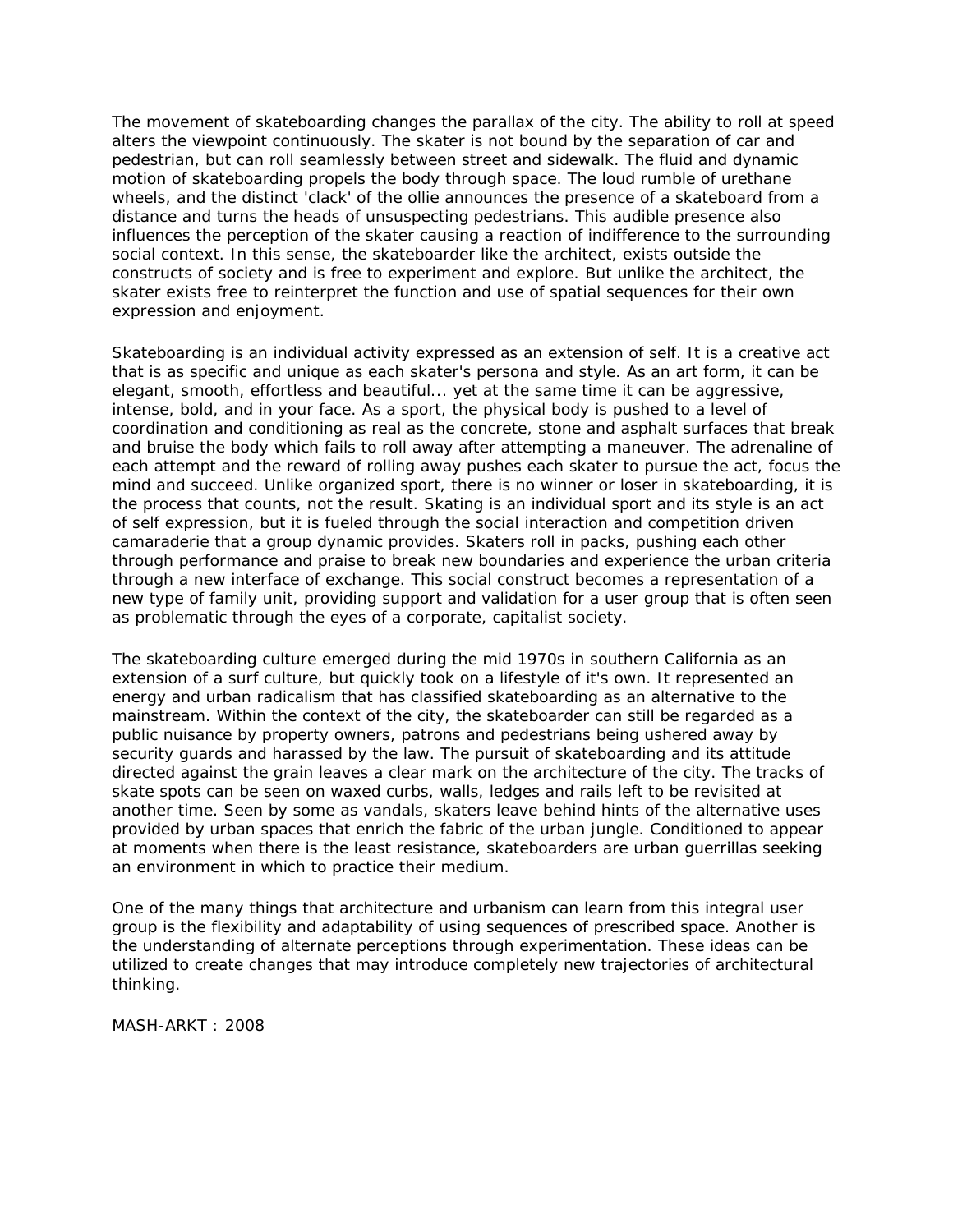The movement of skateboarding changes the parallax of the city. The ability to roll at speed alters the viewpoint continuously. The skater is not bound by the separation of car and pedestrian, but can roll seamlessly between street and sidewalk. The fluid and dynamic motion of skateboarding propels the body through space. The loud rumble of urethane wheels, and the distinct 'clack' of the ollie announces the presence of a skateboard from a distance and turns the heads of unsuspecting pedestrians. This audible presence also influences the perception of the skater causing a reaction of indifference to the surrounding social context. In this sense, the skateboarder like the architect, exists outside the constructs of society and is free to experiment and explore. But unlike the architect, the skater exists free to reinterpret the function and use of spatial sequences for their own expression and enjoyment.

Skateboarding is an individual activity expressed as an extension of self. It is a creative act that is as specific and unique as each skater's persona and style. As an art form, it can be elegant, smooth, effortless and beautiful... yet at the same time it can be aggressive, intense, bold, and in your face. As a sport, the physical body is pushed to a level of coordination and conditioning as real as the concrete, stone and asphalt surfaces that break and bruise the body which fails to roll away after attempting a maneuver. The adrenaline of each attempt and the reward of rolling away pushes each skater to pursue the act, focus the mind and succeed. Unlike organized sport, there is no winner or loser in skateboarding, it is the process that counts, not the result. Skating is an individual sport and its style is an act of self expression, but it is fueled through the social interaction and competition driven camaraderie that a group dynamic provides. Skaters roll in packs, pushing each other through performance and praise to break new boundaries and experience the urban criteria through a new interface of exchange. This social construct becomes a representation of a new type of family unit, providing support and validation for a user group that is often seen as problematic through the eyes of a corporate, capitalist society.

The skateboarding culture emerged during the mid 1970s in southern California as an extension of a surf culture, but quickly took on a lifestyle of it's own. It represented an energy and urban radicalism that has classified skateboarding as an alternative to the mainstream. Within the context of the city, the skateboarder can still be regarded as a public nuisance by property owners, patrons and pedestrians being ushered away by security guards and harassed by the law. The pursuit of skateboarding and its attitude directed against the grain leaves a clear mark on the architecture of the city. The tracks of skate spots can be seen on waxed curbs, walls, ledges and rails left to be revisited at another time. Seen by some as vandals, skaters leave behind hints of the alternative uses provided by urban spaces that enrich the fabric of the urban jungle. Conditioned to appear at moments when there is the least resistance, skateboarders are urban guerrillas seeking an environment in which to practice their medium.

One of the many things that architecture and urbanism can learn from this integral user group is the flexibility and adaptability of using sequences of prescribed space. Another is the understanding of alternate perceptions through experimentation. These ideas can be utilized to create changes that may introduce completely new trajectories of architectural thinking.

MASH-ARKT : 2008